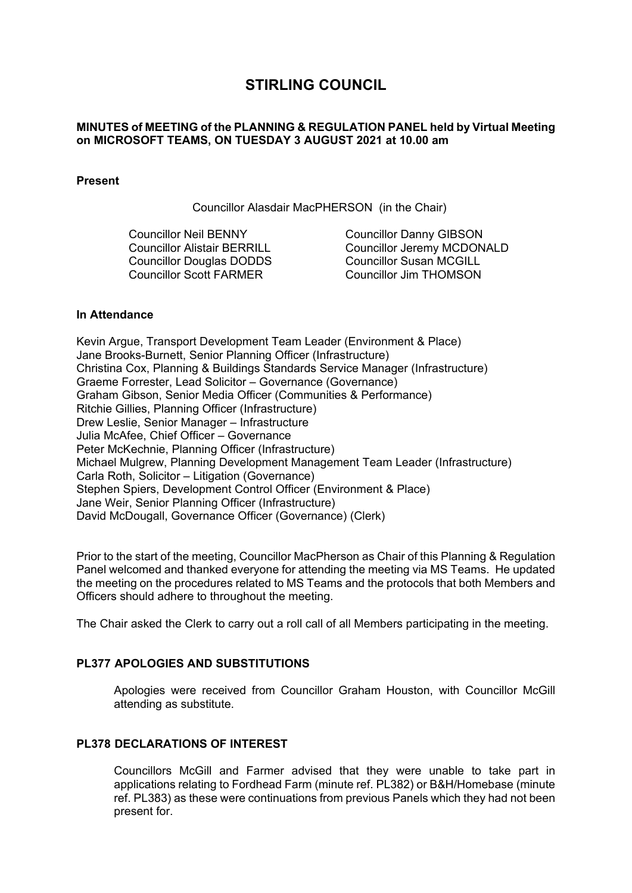# STIRLING COUNCIL

**MINUTES of MEETING of the PLANNING & REGULATION PANEL held by Virtual Meeting on MICROSOFT TEAMS, ON TUESDAY 3 AUGUST 2021 at 10.00 am**

**Present**

Councillor Alasdair MacPHERSON (in the Chair)

Councillor Neil BENNY
Councillor Alistair BERRILL
Councillor Douglas DODDS
Councillor Scott FARMER
Councillor Danny GIBSON
Councillor Jeremy MCDONALD
Councillor Susan MCGILL
Councillor Jim THOMSON

**In Attendance**

Kevin Argue, Transport Development Team Leader (Environment & Place)
Jane Brooks-Burnett, Senior Planning Officer (Infrastructure)
Christina Cox, Planning & Buildings Standards Service Manager (Infrastructure)
Graeme Forrester, Lead Solicitor – Governance (Governance)
Graham Gibson, Senior Media Officer (Communities & Performance)
Ritchie Gillies, Planning Officer (Infrastructure)
Drew Leslie, Senior Manager – Infrastructure
Julia McAfee, Chief Officer – Governance
Peter McKechnie, Planning Officer (Infrastructure)
Michael Mulgrew, Planning Development Management Team Leader (Infrastructure)
Carla Roth, Solicitor – Litigation (Governance)
Stephen Spiers, Development Control Officer (Environment & Place)
Jane Weir, Senior Planning Officer (Infrastructure)
David McDougall, Governance Officer (Governance) (Clerk)

Prior to the start of the meeting, Councillor MacPherson as Chair of this Planning & Regulation Panel welcomed and thanked everyone for attending the meeting via MS Teams. He updated the meeting on the procedures related to MS Teams and the protocols that both Members and Officers should adhere to throughout the meeting.

The Chair asked the Clerk to carry out a roll call of all Members participating in the meeting.

## PL377 APOLOGIES AND SUBSTITUTIONS

Apologies were received from Councillor Graham Houston, with Councillor McGill attending as substitute.

## PL378 DECLARATIONS OF INTEREST

Councillors McGill and Farmer advised that they were unable to take part in applications relating to Fordhead Farm (minute ref. PL382) or B&H/Homebase (minute ref. PL383) as these were continuations from previous Panels which they had not been present for.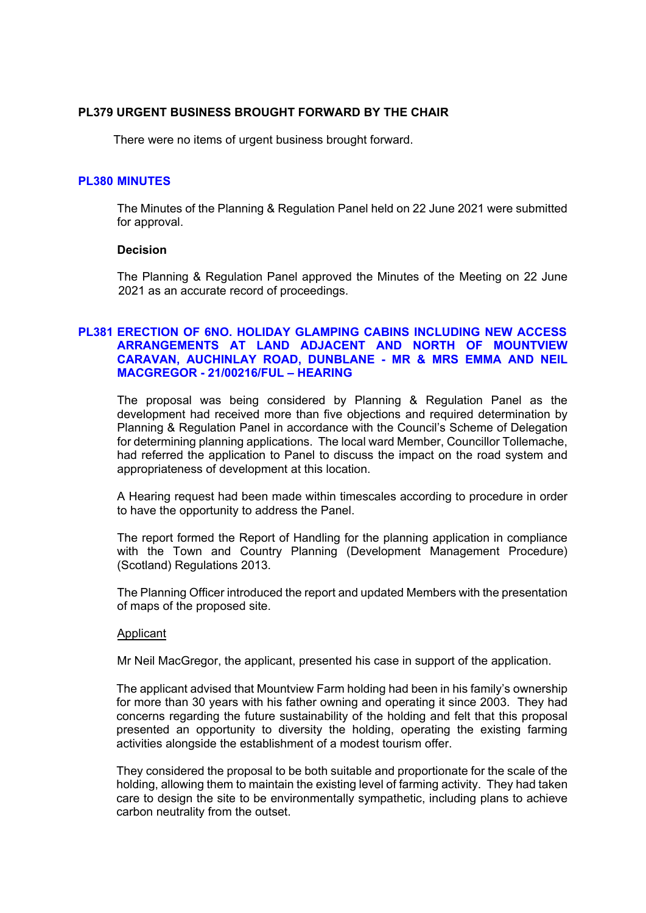## PL379 URGENT BUSINESS BROUGHT FORWARD BY THE CHAIR

There were no items of urgent business brought forward.

## PL380 MINUTES

The Minutes of the Planning & Regulation Panel held on 22 June 2021 were submitted for approval.

**Decision**

The Planning & Regulation Panel approved the Minutes of the Meeting on 22 June 2021 as an accurate record of proceedings.

## PL381 ERECTION OF 6NO. HOLIDAY GLAMPING CABINS INCLUDING NEW ACCESS ARRANGEMENTS AT LAND ADJACENT AND NORTH OF MOUNTVIEW CARAVAN, AUCHINLAY ROAD, DUNBLANE - MR & MRS EMMA AND NEIL MACGREGOR - 21/00216/FUL – HEARING

The proposal was being considered by Planning & Regulation Panel as the development had received more than five objections and required determination by Planning & Regulation Panel in accordance with the Council's Scheme of Delegation for determining planning applications. The local ward Member, Councillor Tollemache, had referred the application to Panel to discuss the impact on the road system and appropriateness of development at this location.

A Hearing request had been made within timescales according to procedure in order to have the opportunity to address the Panel.

The report formed the Report of Handling for the planning application in compliance with the Town and Country Planning (Development Management Procedure) (Scotland) Regulations 2013.

The Planning Officer introduced the report and updated Members with the presentation of maps of the proposed site.

Applicant

Mr Neil MacGregor, the applicant, presented his case in support of the application.

The applicant advised that Mountview Farm holding had been in his family's ownership for more than 30 years with his father owning and operating it since 2003. They had concerns regarding the future sustainability of the holding and felt that this proposal presented an opportunity to diversity the holding, operating the existing farming activities alongside the establishment of a modest tourism offer.

They considered the proposal to be both suitable and proportionate for the scale of the holding, allowing them to maintain the existing level of farming activity. They had taken care to design the site to be environmentally sympathetic, including plans to achieve carbon neutrality from the outset.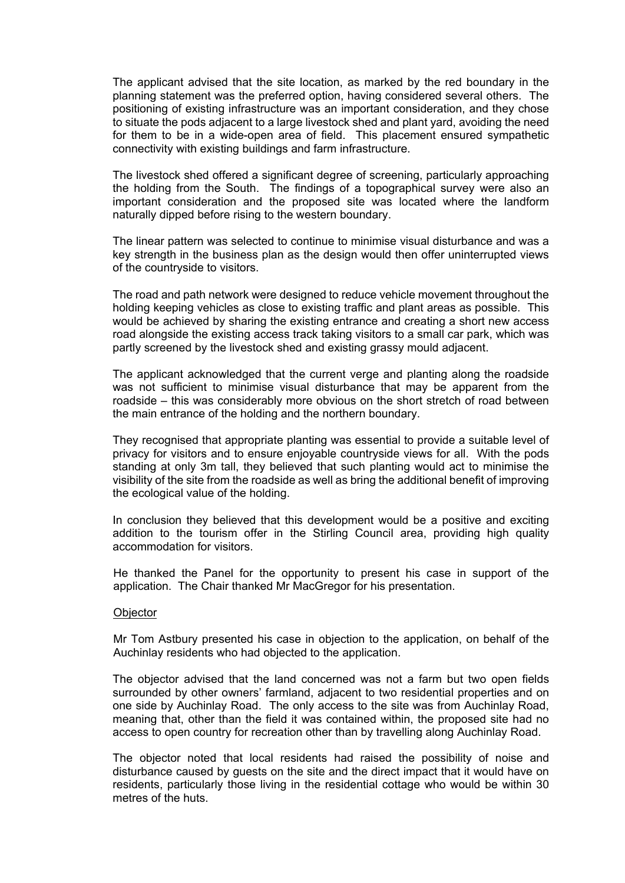The applicant advised that the site location, as marked by the red boundary in the planning statement was the preferred option, having considered several others. The positioning of existing infrastructure was an important consideration, and they chose to situate the pods adjacent to a large livestock shed and plant yard, avoiding the need for them to be in a wide-open area of field. This placement ensured sympathetic connectivity with existing buildings and farm infrastructure.

The livestock shed offered a significant degree of screening, particularly approaching the holding from the South. The findings of a topographical survey were also an important consideration and the proposed site was located where the landform naturally dipped before rising to the western boundary.

The linear pattern was selected to continue to minimise visual disturbance and was a key strength in the business plan as the design would then offer uninterrupted views of the countryside to visitors.

The road and path network were designed to reduce vehicle movement throughout the holding keeping vehicles as close to existing traffic and plant areas as possible. This would be achieved by sharing the existing entrance and creating a short new access road alongside the existing access track taking visitors to a small car park, which was partly screened by the livestock shed and existing grassy mould adjacent.

The applicant acknowledged that the current verge and planting along the roadside was not sufficient to minimise visual disturbance that may be apparent from the roadside – this was considerably more obvious on the short stretch of road between the main entrance of the holding and the northern boundary.

They recognised that appropriate planting was essential to provide a suitable level of privacy for visitors and to ensure enjoyable countryside views for all. With the pods standing at only 3m tall, they believed that such planting would act to minimise the visibility of the site from the roadside as well as bring the additional benefit of improving the ecological value of the holding.

In conclusion they believed that this development would be a positive and exciting addition to the tourism offer in the Stirling Council area, providing high quality accommodation for visitors.

He thanked the Panel for the opportunity to present his case in support of the application. The Chair thanked Mr MacGregor for his presentation.

Objector

Mr Tom Astbury presented his case in objection to the application, on behalf of the Auchinlay residents who had objected to the application.

The objector advised that the land concerned was not a farm but two open fields surrounded by other owners' farmland, adjacent to two residential properties and on one side by Auchinlay Road. The only access to the site was from Auchinlay Road, meaning that, other than the field it was contained within, the proposed site had no access to open country for recreation other than by travelling along Auchinlay Road.

The objector noted that local residents had raised the possibility of noise and disturbance caused by guests on the site and the direct impact that it would have on residents, particularly those living in the residential cottage who would be within 30 metres of the huts.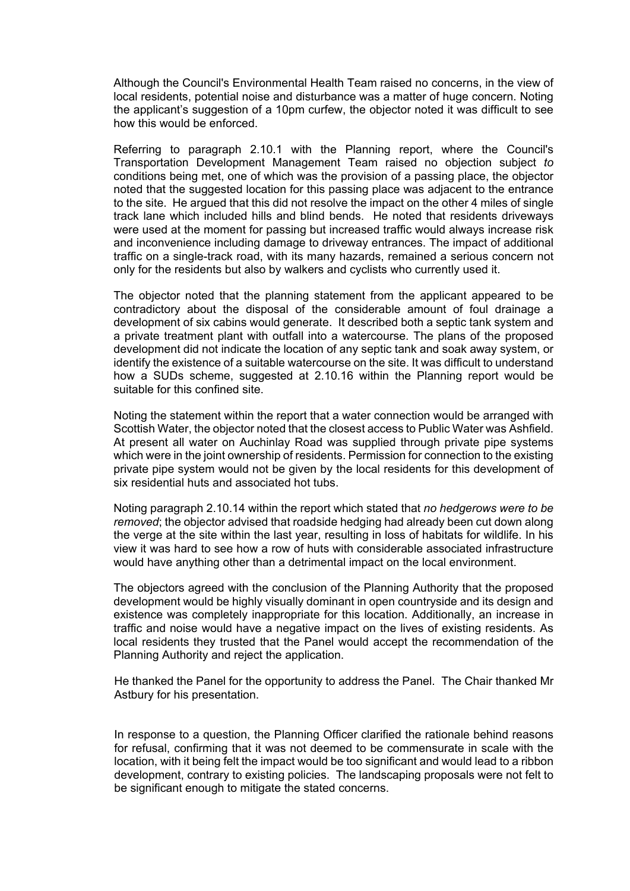Although the Council's Environmental Health Team raised no concerns, in the view of local residents, potential noise and disturbance was a matter of huge concern. Noting the applicant's suggestion of a 10pm curfew, the objector noted it was difficult to see how this would be enforced.

Referring to paragraph 2.10.1 with the Planning report, where the Council's Transportation Development Management Team raised no objection subject *to* conditions being met, one of which was the provision of a passing place, the objector noted that the suggested location for this passing place was adjacent to the entrance to the site. He argued that this did not resolve the impact on the other 4 miles of single track lane which included hills and blind bends. He noted that residents driveways were used at the moment for passing but increased traffic would always increase risk and inconvenience including damage to driveway entrances. The impact of additional traffic on a single-track road, with its many hazards, remained a serious concern not only for the residents but also by walkers and cyclists who currently used it.

The objector noted that the planning statement from the applicant appeared to be contradictory about the disposal of the considerable amount of foul drainage a development of six cabins would generate. It described both a septic tank system and a private treatment plant with outfall into a watercourse. The plans of the proposed development did not indicate the location of any septic tank and soak away system, or identify the existence of a suitable watercourse on the site. It was difficult to understand how a SUDs scheme, suggested at 2.10.16 within the Planning report would be suitable for this confined site.

Noting the statement within the report that a water connection would be arranged with Scottish Water, the objector noted that the closest access to Public Water was Ashfield. At present all water on Auchinlay Road was supplied through private pipe systems which were in the joint ownership of residents. Permission for connection to the existing private pipe system would not be given by the local residents for this development of six residential huts and associated hot tubs.

Noting paragraph 2.10.14 within the report which stated that *no hedgerows were to be removed*; the objector advised that roadside hedging had already been cut down along the verge at the site within the last year, resulting in loss of habitats for wildlife. In his view it was hard to see how a row of huts with considerable associated infrastructure would have anything other than a detrimental impact on the local environment.

The objectors agreed with the conclusion of the Planning Authority that the proposed development would be highly visually dominant in open countryside and its design and existence was completely inappropriate for this location. Additionally, an increase in traffic and noise would have a negative impact on the lives of existing residents. As local residents they trusted that the Panel would accept the recommendation of the Planning Authority and reject the application.

He thanked the Panel for the opportunity to address the Panel. The Chair thanked Mr Astbury for his presentation.

In response to a question, the Planning Officer clarified the rationale behind reasons for refusal, confirming that it was not deemed to be commensurate in scale with the location, with it being felt the impact would be too significant and would lead to a ribbon development, contrary to existing policies. The landscaping proposals were not felt to be significant enough to mitigate the stated concerns.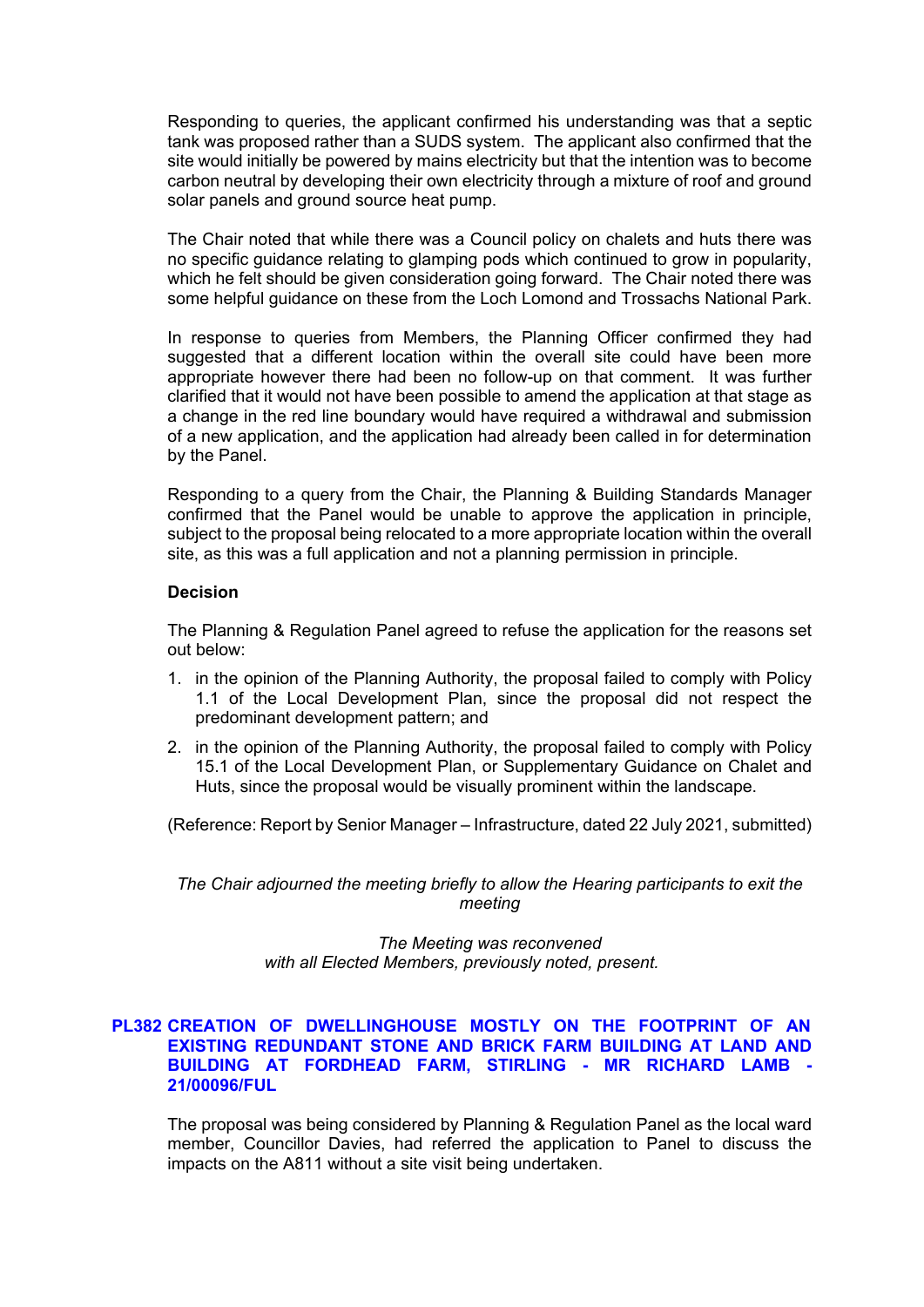Responding to queries, the applicant confirmed his understanding was that a septic tank was proposed rather than a SUDS system. The applicant also confirmed that the site would initially be powered by mains electricity but that the intention was to become carbon neutral by developing their own electricity through a mixture of roof and ground solar panels and ground source heat pump.

The Chair noted that while there was a Council policy on chalets and huts there was no specific guidance relating to glamping pods which continued to grow in popularity, which he felt should be given consideration going forward. The Chair noted there was some helpful guidance on these from the Loch Lomond and Trossachs National Park.

In response to queries from Members, the Planning Officer confirmed they had suggested that a different location within the overall site could have been more appropriate however there had been no follow-up on that comment. It was further clarified that it would not have been possible to amend the application at that stage as a change in the red line boundary would have required a withdrawal and submission of a new application, and the application had already been called in for determination by the Panel.

Responding to a query from the Chair, the Planning & Building Standards Manager confirmed that the Panel would be unable to approve the application in principle, subject to the proposal being relocated to a more appropriate location within the overall site, as this was a full application and not a planning permission in principle.

**Decision**

The Planning & Regulation Panel agreed to refuse the application for the reasons set out below:

1. in the opinion of the Planning Authority, the proposal failed to comply with Policy 1.1 of the Local Development Plan, since the proposal did not respect the predominant development pattern; and
2. in the opinion of the Planning Authority, the proposal failed to comply with Policy 15.1 of the Local Development Plan, or Supplementary Guidance on Chalet and Huts, since the proposal would be visually prominent within the landscape.

(Reference: Report by Senior Manager – Infrastructure, dated 22 July 2021, submitted)

*The Chair adjourned the meeting briefly to allow the Hearing participants to exit the meeting*

*The Meeting was reconvened with all Elected Members, previously noted, present.*

## PL382 CREATION OF DWELLINGHOUSE MOSTLY ON THE FOOTPRINT OF AN EXISTING REDUNDANT STONE AND BRICK FARM BUILDING AT LAND AND BUILDING AT FORDHEAD FARM, STIRLING - MR RICHARD LAMB - 21/00096/FUL

The proposal was being considered by Planning & Regulation Panel as the local ward member, Councillor Davies, had referred the application to Panel to discuss the impacts on the A811 without a site visit being undertaken.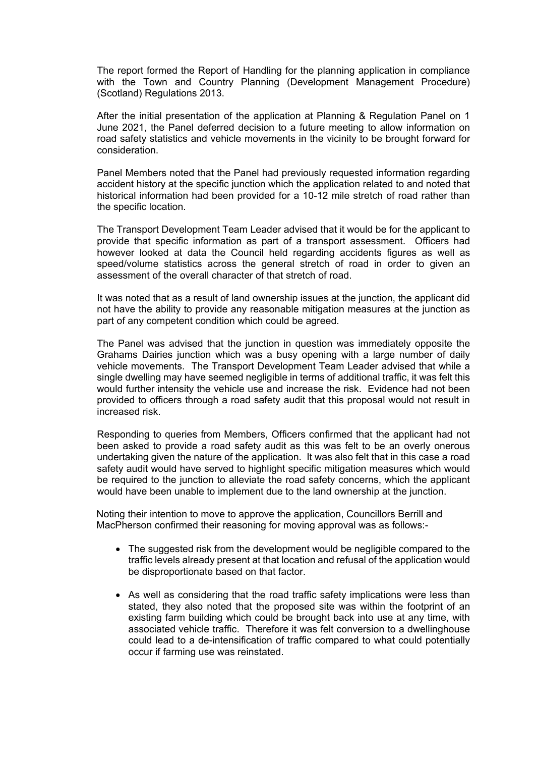The report formed the Report of Handling for the planning application in compliance with the Town and Country Planning (Development Management Procedure) (Scotland) Regulations 2013.

After the initial presentation of the application at Planning & Regulation Panel on 1 June 2021, the Panel deferred decision to a future meeting to allow information on road safety statistics and vehicle movements in the vicinity to be brought forward for consideration.

Panel Members noted that the Panel had previously requested information regarding accident history at the specific junction which the application related to and noted that historical information had been provided for a 10-12 mile stretch of road rather than the specific location.

The Transport Development Team Leader advised that it would be for the applicant to provide that specific information as part of a transport assessment. Officers had however looked at data the Council held regarding accidents figures as well as speed/volume statistics across the general stretch of road in order to given an assessment of the overall character of that stretch of road.

It was noted that as a result of land ownership issues at the junction, the applicant did not have the ability to provide any reasonable mitigation measures at the junction as part of any competent condition which could be agreed.

The Panel was advised that the junction in question was immediately opposite the Grahams Dairies junction which was a busy opening with a large number of daily vehicle movements. The Transport Development Team Leader advised that while a single dwelling may have seemed negligible in terms of additional traffic, it was felt this would further intensity the vehicle use and increase the risk. Evidence had not been provided to officers through a road safety audit that this proposal would not result in increased risk.

Responding to queries from Members, Officers confirmed that the applicant had not been asked to provide a road safety audit as this was felt to be an overly onerous undertaking given the nature of the application. It was also felt that in this case a road safety audit would have served to highlight specific mitigation measures which would be required to the junction to alleviate the road safety concerns, which the applicant would have been unable to implement due to the land ownership at the junction.

Noting their intention to move to approve the application, Councillors Berrill and MacPherson confirmed their reasoning for moving approval was as follows:-

- The suggested risk from the development would be negligible compared to the traffic levels already present at that location and refusal of the application would be disproportionate based on that factor.

- As well as considering that the road traffic safety implications were less than stated, they also noted that the proposed site was within the footprint of an existing farm building which could be brought back into use at any time, with associated vehicle traffic. Therefore it was felt conversion to a dwellinghouse could lead to a de-intensification of traffic compared to what could potentially occur if farming use was reinstated.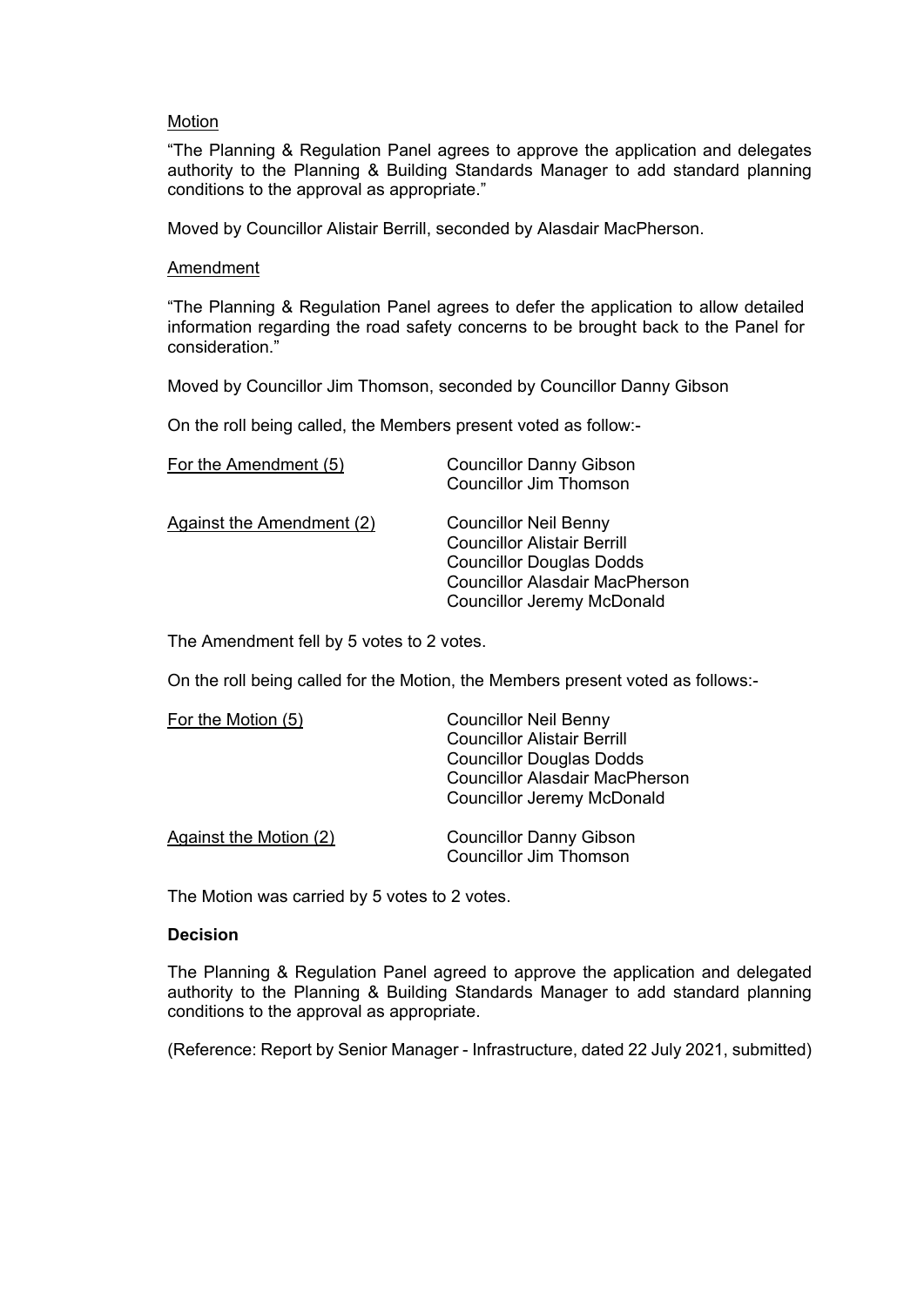Motion

"The Planning & Regulation Panel agrees to approve the application and delegates authority to the Planning & Building Standards Manager to add standard planning conditions to the approval as appropriate."

Moved by Councillor Alistair Berrill, seconded by Alasdair MacPherson.

Amendment

"The Planning & Regulation Panel agrees to defer the application to allow detailed information regarding the road safety concerns to be brought back to the Panel for consideration."

Moved by Councillor Jim Thomson, seconded by Councillor Danny Gibson

On the roll being called, the Members present voted as follow:-

| | |
|---|---|
| For the Amendment (5) | Councillor Danny Gibson<br>Councillor Jim Thomson |
| Against the Amendment (2) | Councillor Neil Benny<br>Councillor Alistair Berrill<br>Councillor Douglas Dodds<br>Councillor Alasdair MacPherson<br>Councillor Jeremy McDonald |

The Amendment fell by 5 votes to 2 votes.

On the roll being called for the Motion, the Members present voted as follows:-

| | |
|---|---|
| For the Motion (5) | Councillor Neil Benny<br>Councillor Alistair Berrill<br>Councillor Douglas Dodds<br>Councillor Alasdair MacPherson<br>Councillor Jeremy McDonald |
| Against the Motion (2) | Councillor Danny Gibson<br>Councillor Jim Thomson |

The Motion was carried by 5 votes to 2 votes.

**Decision**

The Planning & Regulation Panel agreed to approve the application and delegated authority to the Planning & Building Standards Manager to add standard planning conditions to the approval as appropriate.

(Reference: Report by Senior Manager - Infrastructure, dated 22 July 2021, submitted)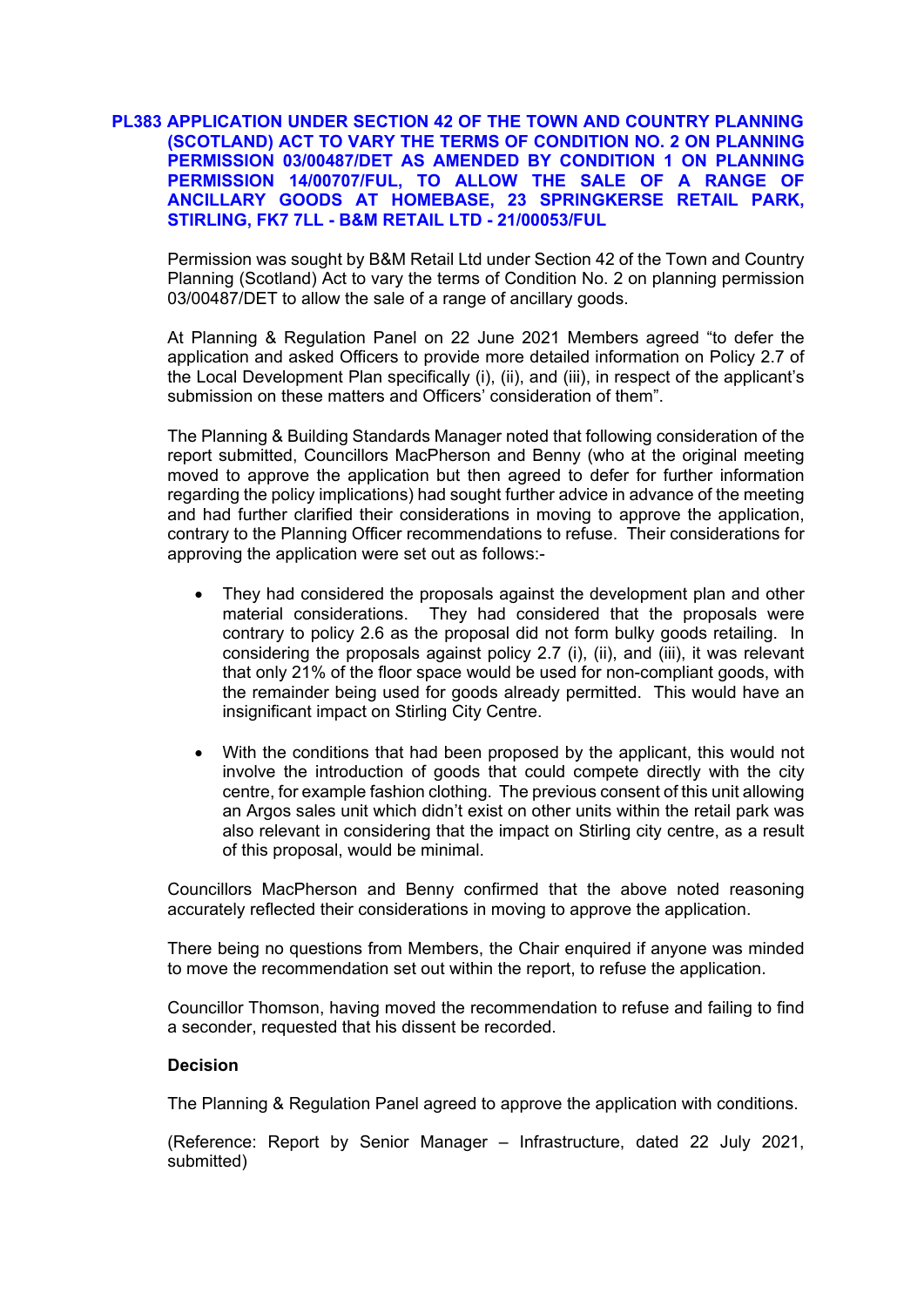## PL383 APPLICATION UNDER SECTION 42 OF THE TOWN AND COUNTRY PLANNING (SCOTLAND) ACT TO VARY THE TERMS OF CONDITION NO. 2 ON PLANNING PERMISSION 03/00487/DET AS AMENDED BY CONDITION 1 ON PLANNING PERMISSION 14/00707/FUL, TO ALLOW THE SALE OF A RANGE OF ANCILLARY GOODS AT HOMEBASE, 23 SPRINGKERSE RETAIL PARK, STIRLING, FK7 7LL - B&M RETAIL LTD - 21/00053/FUL

Permission was sought by B&M Retail Ltd under Section 42 of the Town and Country Planning (Scotland) Act to vary the terms of Condition No. 2 on planning permission 03/00487/DET to allow the sale of a range of ancillary goods.

At Planning & Regulation Panel on 22 June 2021 Members agreed "to defer the application and asked Officers to provide more detailed information on Policy 2.7 of the Local Development Plan specifically (i), (ii), and (iii), in respect of the applicant's submission on these matters and Officers' consideration of them".

The Planning & Building Standards Manager noted that following consideration of the report submitted, Councillors MacPherson and Benny (who at the original meeting moved to approve the application but then agreed to defer for further information regarding the policy implications) had sought further advice in advance of the meeting and had further clarified their considerations in moving to approve the application, contrary to the Planning Officer recommendations to refuse. Their considerations for approving the application were set out as follows:-

- They had considered the proposals against the development plan and other material considerations. They had considered that the proposals were contrary to policy 2.6 as the proposal did not form bulky goods retailing. In considering the proposals against policy 2.7 (i), (ii), and (iii), it was relevant that only 21% of the floor space would be used for non-compliant goods, with the remainder being used for goods already permitted. This would have an insignificant impact on Stirling City Centre.

- With the conditions that had been proposed by the applicant, this would not involve the introduction of goods that could compete directly with the city centre, for example fashion clothing. The previous consent of this unit allowing an Argos sales unit which didn't exist on other units within the retail park was also relevant in considering that the impact on Stirling city centre, as a result of this proposal, would be minimal.

Councillors MacPherson and Benny confirmed that the above noted reasoning accurately reflected their considerations in moving to approve the application.

There being no questions from Members, the Chair enquired if anyone was minded to move the recommendation set out within the report, to refuse the application.

Councillor Thomson, having moved the recommendation to refuse and failing to find a seconder, requested that his dissent be recorded.

**Decision**

The Planning & Regulation Panel agreed to approve the application with conditions.

(Reference: Report by Senior Manager – Infrastructure, dated 22 July 2021, submitted)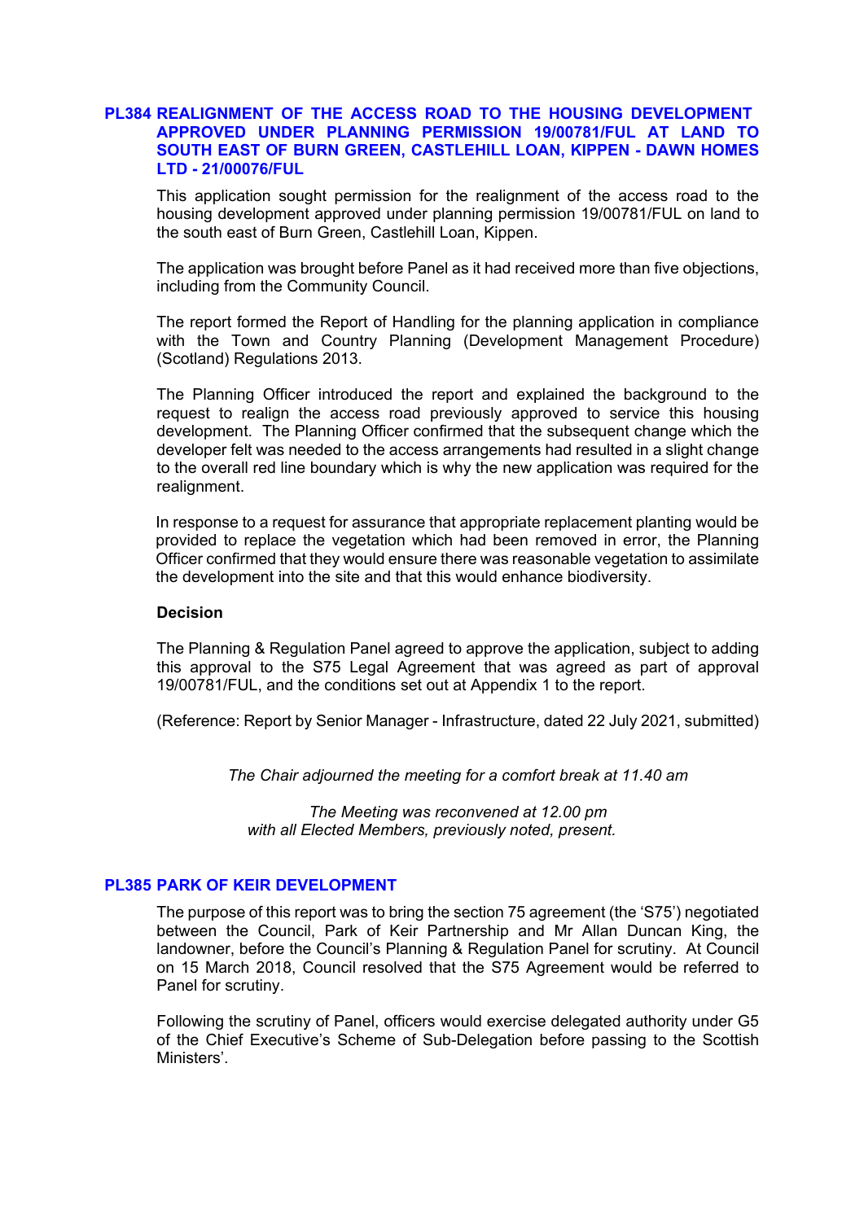## PL384 REALIGNMENT OF THE ACCESS ROAD TO THE HOUSING DEVELOPMENT APPROVED UNDER PLANNING PERMISSION 19/00781/FUL AT LAND TO SOUTH EAST OF BURN GREEN, CASTLEHILL LOAN, KIPPEN - DAWN HOMES LTD - 21/00076/FUL

This application sought permission for the realignment of the access road to the housing development approved under planning permission 19/00781/FUL on land to the south east of Burn Green, Castlehill Loan, Kippen.

The application was brought before Panel as it had received more than five objections, including from the Community Council.

The report formed the Report of Handling for the planning application in compliance with the Town and Country Planning (Development Management Procedure) (Scotland) Regulations 2013.

The Planning Officer introduced the report and explained the background to the request to realign the access road previously approved to service this housing development. The Planning Officer confirmed that the subsequent change which the developer felt was needed to the access arrangements had resulted in a slight change to the overall red line boundary which is why the new application was required for the realignment.

In response to a request for assurance that appropriate replacement planting would be provided to replace the vegetation which had been removed in error, the Planning Officer confirmed that they would ensure there was reasonable vegetation to assimilate the development into the site and that this would enhance biodiversity.

**Decision**

The Planning & Regulation Panel agreed to approve the application, subject to adding this approval to the S75 Legal Agreement that was agreed as part of approval 19/00781/FUL, and the conditions set out at Appendix 1 to the report.

(Reference: Report by Senior Manager - Infrastructure, dated 22 July 2021, submitted)

*The Chair adjourned the meeting for a comfort break at 11.40 am*

*The Meeting was reconvened at 12.00 pm with all Elected Members, previously noted, present.*

## PL385 PARK OF KEIR DEVELOPMENT

The purpose of this report was to bring the section 75 agreement (the 'S75') negotiated between the Council, Park of Keir Partnership and Mr Allan Duncan King, the landowner, before the Council's Planning & Regulation Panel for scrutiny. At Council on 15 March 2018, Council resolved that the S75 Agreement would be referred to Panel for scrutiny.

Following the scrutiny of Panel, officers would exercise delegated authority under G5 of the Chief Executive's Scheme of Sub-Delegation before passing to the Scottish Ministers'.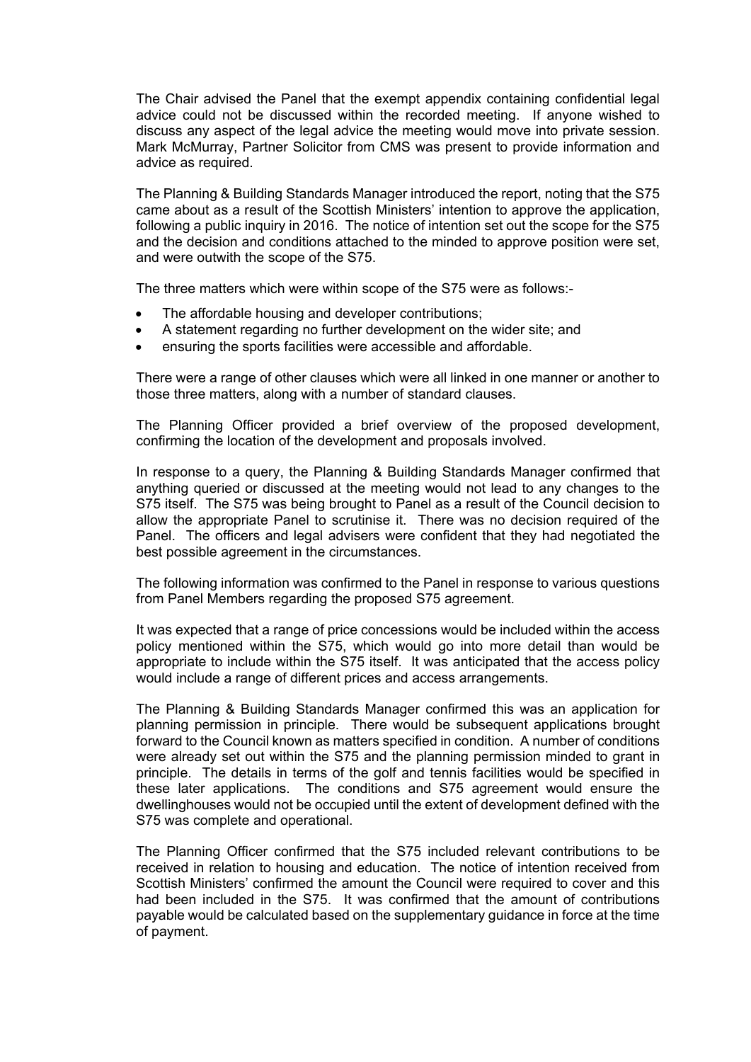The Chair advised the Panel that the exempt appendix containing confidential legal advice could not be discussed within the recorded meeting. If anyone wished to discuss any aspect of the legal advice the meeting would move into private session. Mark McMurray, Partner Solicitor from CMS was present to provide information and advice as required.

The Planning & Building Standards Manager introduced the report, noting that the S75 came about as a result of the Scottish Ministers' intention to approve the application, following a public inquiry in 2016. The notice of intention set out the scope for the S75 and the decision and conditions attached to the minded to approve position were set, and were outwith the scope of the S75.

The three matters which were within scope of the S75 were as follows:-

- The affordable housing and developer contributions;
- A statement regarding no further development on the wider site; and
- ensuring the sports facilities were accessible and affordable.

There were a range of other clauses which were all linked in one manner or another to those three matters, along with a number of standard clauses.

The Planning Officer provided a brief overview of the proposed development, confirming the location of the development and proposals involved.

In response to a query, the Planning & Building Standards Manager confirmed that anything queried or discussed at the meeting would not lead to any changes to the S75 itself. The S75 was being brought to Panel as a result of the Council decision to allow the appropriate Panel to scrutinise it. There was no decision required of the Panel. The officers and legal advisers were confident that they had negotiated the best possible agreement in the circumstances.

The following information was confirmed to the Panel in response to various questions from Panel Members regarding the proposed S75 agreement.

It was expected that a range of price concessions would be included within the access policy mentioned within the S75, which would go into more detail than would be appropriate to include within the S75 itself. It was anticipated that the access policy would include a range of different prices and access arrangements.

The Planning & Building Standards Manager confirmed this was an application for planning permission in principle. There would be subsequent applications brought forward to the Council known as matters specified in condition. A number of conditions were already set out within the S75 and the planning permission minded to grant in principle. The details in terms of the golf and tennis facilities would be specified in these later applications. The conditions and S75 agreement would ensure the dwellinghouses would not be occupied until the extent of development defined with the S75 was complete and operational.

The Planning Officer confirmed that the S75 included relevant contributions to be received in relation to housing and education. The notice of intention received from Scottish Ministers' confirmed the amount the Council were required to cover and this had been included in the S75. It was confirmed that the amount of contributions payable would be calculated based on the supplementary guidance in force at the time of payment.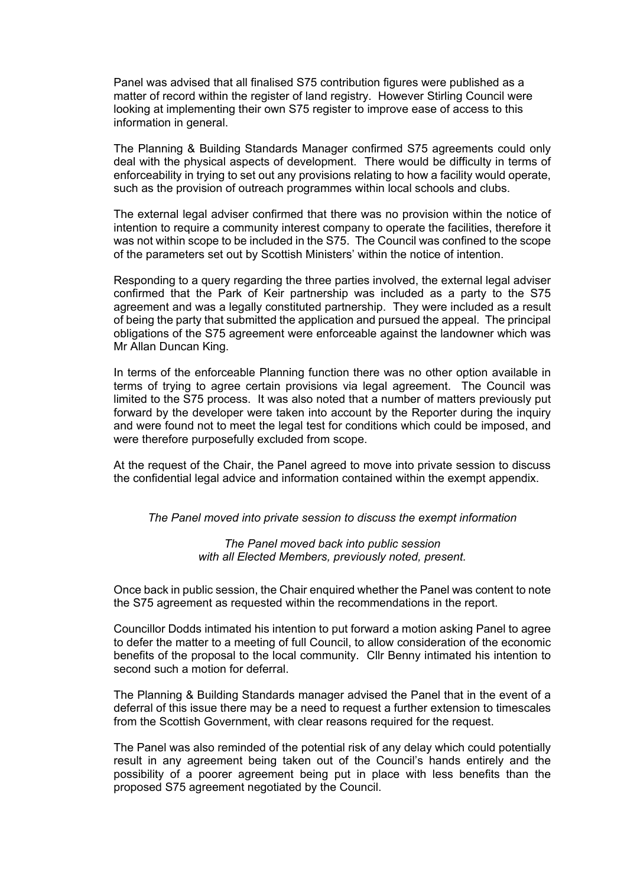Panel was advised that all finalised S75 contribution figures were published as a matter of record within the register of land registry. However Stirling Council were looking at implementing their own S75 register to improve ease of access to this information in general.

The Planning & Building Standards Manager confirmed S75 agreements could only deal with the physical aspects of development. There would be difficulty in terms of enforceability in trying to set out any provisions relating to how a facility would operate, such as the provision of outreach programmes within local schools and clubs.

The external legal adviser confirmed that there was no provision within the notice of intention to require a community interest company to operate the facilities, therefore it was not within scope to be included in the S75. The Council was confined to the scope of the parameters set out by Scottish Ministers' within the notice of intention.

Responding to a query regarding the three parties involved, the external legal adviser confirmed that the Park of Keir partnership was included as a party to the S75 agreement and was a legally constituted partnership. They were included as a result of being the party that submitted the application and pursued the appeal. The principal obligations of the S75 agreement were enforceable against the landowner which was Mr Allan Duncan King.

In terms of the enforceable Planning function there was no other option available in terms of trying to agree certain provisions via legal agreement. The Council was limited to the S75 process. It was also noted that a number of matters previously put forward by the developer were taken into account by the Reporter during the inquiry and were found not to meet the legal test for conditions which could be imposed, and were therefore purposefully excluded from scope.

At the request of the Chair, the Panel agreed to move into private session to discuss the confidential legal advice and information contained within the exempt appendix.

*The Panel moved into private session to discuss the exempt information*

*The Panel moved back into public session with all Elected Members, previously noted, present.*

Once back in public session, the Chair enquired whether the Panel was content to note the S75 agreement as requested within the recommendations in the report.

Councillor Dodds intimated his intention to put forward a motion asking Panel to agree to defer the matter to a meeting of full Council, to allow consideration of the economic benefits of the proposal to the local community. Cllr Benny intimated his intention to second such a motion for deferral.

The Planning & Building Standards manager advised the Panel that in the event of a deferral of this issue there may be a need to request a further extension to timescales from the Scottish Government, with clear reasons required for the request.

The Panel was also reminded of the potential risk of any delay which could potentially result in any agreement being taken out of the Council's hands entirely and the possibility of a poorer agreement being put in place with less benefits than the proposed S75 agreement negotiated by the Council.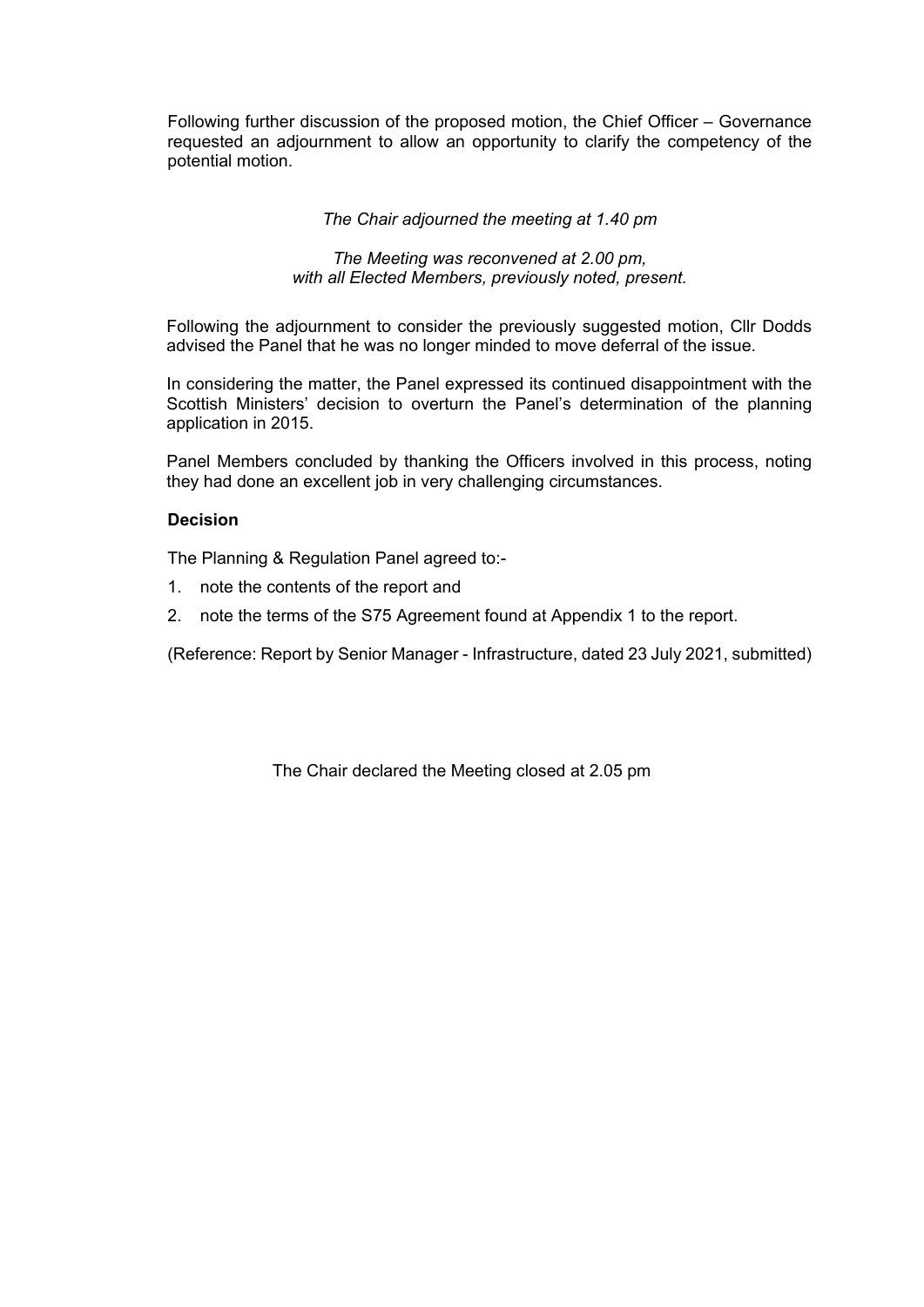Following further discussion of the proposed motion, the Chief Officer – Governance requested an adjournment to allow an opportunity to clarify the competency of the potential motion.

*The Chair adjourned the meeting at 1.40 pm*

*The Meeting was reconvened at 2.00 pm, with all Elected Members, previously noted, present.*

Following the adjournment to consider the previously suggested motion, Cllr Dodds advised the Panel that he was no longer minded to move deferral of the issue.

In considering the matter, the Panel expressed its continued disappointment with the Scottish Ministers' decision to overturn the Panel's determination of the planning application in 2015.

Panel Members concluded by thanking the Officers involved in this process, noting they had done an excellent job in very challenging circumstances.

**Decision**

The Planning & Regulation Panel agreed to:-

1. note the contents of the report and
2. note the terms of the S75 Agreement found at Appendix 1 to the report.

(Reference: Report by Senior Manager - Infrastructure, dated 23 July 2021, submitted)

The Chair declared the Meeting closed at 2.05 pm